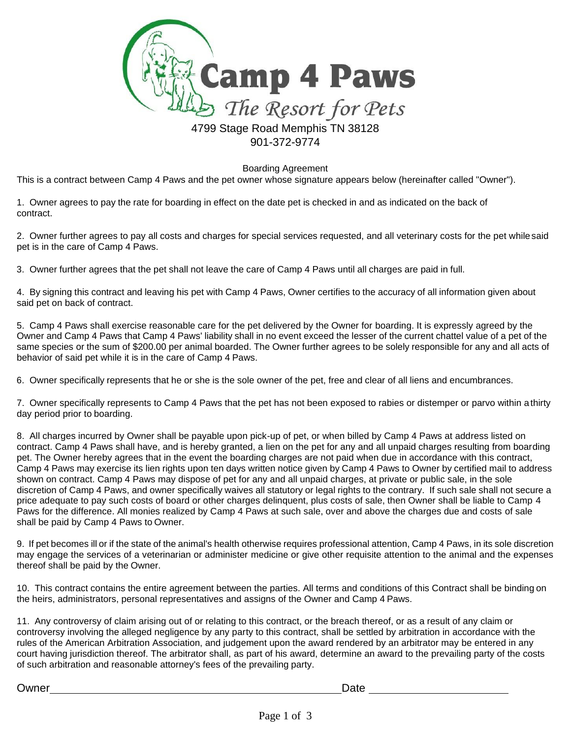# Camp 4 Paws

*The Resort for Pets*

4799 Stage Road Memphis TN 38128
901-372-9774

## Boarding Agreement

This is a contract between Camp 4 Paws and the pet owner whose signature appears below (hereinafter called "Owner").

1. Owner agrees to pay the rate for boarding in effect on the date pet is checked in and as indicated on the back of contract.

2. Owner further agrees to pay all costs and charges for special services requested, and all veterinary costs for the pet while said pet is in the care of Camp 4 Paws.

3. Owner further agrees that the pet shall not leave the care of Camp 4 Paws until all charges are paid in full.

4. By signing this contract and leaving his pet with Camp 4 Paws, Owner certifies to the accuracy of all information given about said pet on back of contract.

5. Camp 4 Paws shall exercise reasonable care for the pet delivered by the Owner for boarding. It is expressly agreed by the Owner and Camp 4 Paws that Camp 4 Paws' liability shall in no event exceed the lesser of the current chattel value of a pet of the same species or the sum of $200.00 per animal boarded. The Owner further agrees to be solely responsible for any and all acts of behavior of said pet while it is in the care of Camp 4 Paws.

6. Owner specifically represents that he or she is the sole owner of the pet, free and clear of all liens and encumbrances.

7. Owner specifically represents to Camp 4 Paws that the pet has not been exposed to rabies or distemper or parvo within a thirty day period prior to boarding.

8. All charges incurred by Owner shall be payable upon pick-up of pet, or when billed by Camp 4 Paws at address listed on contract. Camp 4 Paws shall have, and is hereby granted, a lien on the pet for any and all unpaid charges resulting from boarding pet. The Owner hereby agrees that in the event the boarding charges are not paid when due in accordance with this contract, Camp 4 Paws may exercise its lien rights upon ten days written notice given by Camp 4 Paws to Owner by certified mail to address shown on contract. Camp 4 Paws may dispose of pet for any and all unpaid charges, at private or public sale, in the sole discretion of Camp 4 Paws, and owner specifically waives all statutory or legal rights to the contrary. If such sale shall not secure a price adequate to pay such costs of board or other charges delinquent, plus costs of sale, then Owner shall be liable to Camp 4 Paws for the difference. All monies realized by Camp 4 Paws at such sale, over and above the charges due and costs of sale shall be paid by Camp 4 Paws to Owner.

9. If pet becomes ill or if the state of the animal's health otherwise requires professional attention, Camp 4 Paws, in its sole discretion may engage the services of a veterinarian or administer medicine or give other requisite attention to the animal and the expenses thereof shall be paid by the Owner.

10. This contract contains the entire agreement between the parties. All terms and conditions of this Contract shall be binding on the heirs, administrators, personal representatives and assigns of the Owner and Camp 4 Paws.

11. Any controversy of claim arising out of or relating to this contract, or the breach thereof, or as a result of any claim or controversy involving the alleged negligence by any party to this contract, shall be settled by arbitration in accordance with the rules of the American Arbitration Association, and judgement upon the award rendered by an arbitrator may be entered in any court having jurisdiction thereof. The arbitrator shall, as part of his award, determine an award to the prevailing party of the costs of such arbitration and reasonable attorney's fees of the prevailing party.

Owner ______________________________ Date ______________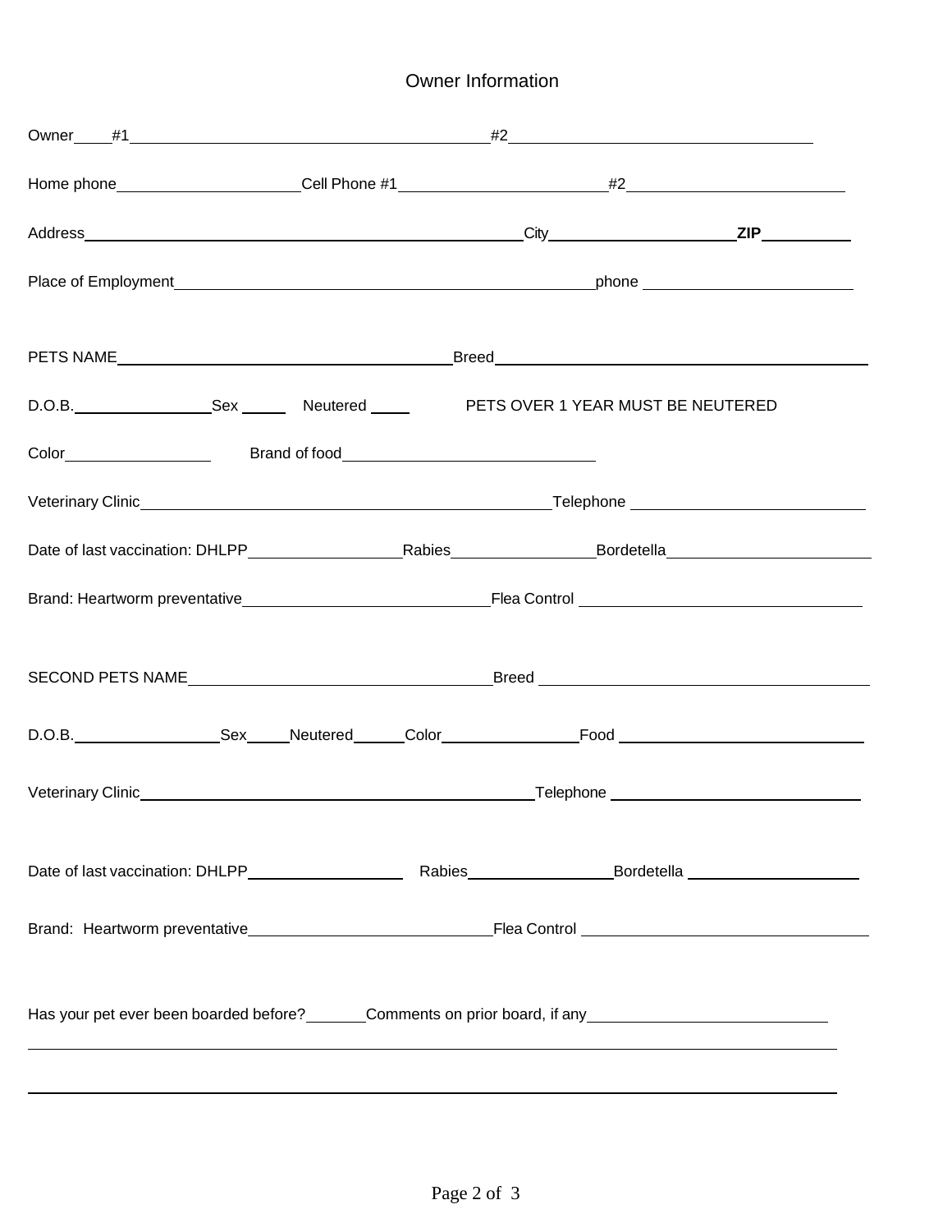# Owner Information

Owner \_\_\_\_ #1 \_\_\_\_\_\_\_\_\_\_\_\_\_\_\_\_\_\_\_\_\_\_\_\_\_\_\_\_\_\_\_\_\_\_\_\_\_\_\_\_ #2 \_\_\_\_\_\_\_\_\_\_\_\_\_\_\_\_\_\_\_\_\_\_\_\_\_\_\_\_\_\_\_\_

Home phone \_\_\_\_\_\_\_\_\_\_\_\_\_\_\_\_\_\_\_\_ Cell Phone #1 \_\_\_\_\_\_\_\_\_\_\_\_\_\_\_\_\_\_\_\_\_\_ #2 \_\_\_\_\_\_\_\_\_\_\_\_\_\_\_\_\_\_\_\_\_\_\_

Address \_\_\_\_\_\_\_\_\_\_\_\_\_\_\_\_\_\_\_\_\_\_\_\_\_\_\_\_\_\_\_\_\_\_\_\_\_\_\_\_\_\_\_\_\_\_\_ City \_\_\_\_\_\_\_\_\_\_\_\_\_\_\_\_\_\_\_\_ **ZIP** \_\_\_\_\_\_\_\_\_\_

Place of Employment \_\_\_\_\_\_\_\_\_\_\_\_\_\_\_\_\_\_\_\_\_\_\_\_\_\_\_\_\_\_\_\_\_\_\_\_\_\_\_\_\_\_\_\_\_\_ phone \_\_\_\_\_\_\_\_\_\_\_\_\_\_\_\_\_\_\_\_\_\_\_

PETS NAME \_\_\_\_\_\_\_\_\_\_\_\_\_\_\_\_\_\_\_\_\_\_\_\_\_\_\_\_\_\_\_\_\_\_\_\_\_ Breed \_\_\_\_\_\_\_\_\_\_\_\_\_\_\_\_\_\_\_\_\_\_\_\_\_\_\_\_\_\_\_\_\_\_\_\_\_\_\_\_

D.O.B. \_\_\_\_\_\_\_\_\_\_\_\_\_\_\_ Sex \_\_\_\_\_ Neutered \_\_\_\_ PETS OVER 1 YEAR MUST BE NEUTERED

Color \_\_\_\_\_\_\_\_\_\_\_\_\_\_\_\_ Brand of food \_\_\_\_\_\_\_\_\_\_\_\_\_\_\_\_\_\_\_\_\_\_\_\_\_\_\_\_

Veterinary Clinic \_\_\_\_\_\_\_\_\_\_\_\_\_\_\_\_\_\_\_\_\_\_\_\_\_\_\_\_\_\_\_\_\_\_\_\_\_\_\_\_\_\_\_\_\_ Telephone \_\_\_\_\_\_\_\_\_\_\_\_\_\_\_\_\_\_\_\_\_\_\_\_\_

Date of last vaccination: DHLPP \_\_\_\_\_\_\_\_\_\_\_\_\_\_\_\_\_ Rabies \_\_\_\_\_\_\_\_\_\_\_\_\_\_\_\_ Bordetella \_\_\_\_\_\_\_\_\_\_\_\_\_\_\_\_\_\_\_\_\_\_

Brand: Heartworm preventative \_\_\_\_\_\_\_\_\_\_\_\_\_\_\_\_\_\_\_\_\_\_\_\_\_\_\_ Flea Control \_\_\_\_\_\_\_\_\_\_\_\_\_\_\_\_\_\_\_\_\_\_\_\_\_\_\_\_\_\_

SECOND PETS NAME \_\_\_\_\_\_\_\_\_\_\_\_\_\_\_\_\_\_\_\_\_\_\_\_\_\_\_\_\_\_\_\_\_\_\_ Breed \_\_\_\_\_\_\_\_\_\_\_\_\_\_\_\_\_\_\_\_\_\_\_\_\_\_\_\_\_\_\_\_\_\_\_\_\_

D.O.B. \_\_\_\_\_\_\_\_\_\_\_\_\_\_\_\_\_ Sex \_\_\_\_\_ Neutered \_\_\_\_\_\_ Color \_\_\_\_\_\_\_\_\_\_\_\_\_\_\_\_ Food \_\_\_\_\_\_\_\_\_\_\_\_\_\_\_\_\_\_\_\_\_\_\_\_\_\_\_

Veterinary Clinic \_\_\_\_\_\_\_\_\_\_\_\_\_\_\_\_\_\_\_\_\_\_\_\_\_\_\_\_\_\_\_\_\_\_\_\_\_\_\_\_\_\_\_\_\_ Telephone \_\_\_\_\_\_\_\_\_\_\_\_\_\_\_\_\_\_\_\_\_\_\_\_\_\_\_\_

Date of last vaccination: DHLPP \_\_\_\_\_\_\_\_\_\_\_\_\_\_\_\_\_ Rabies \_\_\_\_\_\_\_\_\_\_\_\_\_\_\_\_\_ Bordetella \_\_\_\_\_\_\_\_\_\_\_\_\_\_\_\_\_\_\_\_

Brand: Heartworm preventative \_\_\_\_\_\_\_\_\_\_\_\_\_\_\_\_\_\_\_\_\_\_\_\_\_\_\_ Flea Control \_\_\_\_\_\_\_\_\_\_\_\_\_\_\_\_\_\_\_\_\_\_\_\_\_\_\_\_\_\_\_

Has your pet ever been boarded before? \_\_\_\_\_\_\_ Comments on prior board, if any \_\_\_\_\_\_\_\_\_\_\_\_\_\_\_\_\_\_\_\_\_\_\_\_\_\_\_

\_\_\_\_\_\_\_\_\_\_\_\_\_\_\_\_\_\_\_\_\_\_\_\_\_\_\_\_\_\_\_\_\_\_\_\_\_\_\_\_\_\_\_\_\_\_\_\_\_\_\_\_\_\_\_\_\_\_\_\_\_\_\_\_\_\_\_\_\_\_\_\_\_\_\_\_\_\_\_\_\_\_\_\_\_\_\_\_\_\_

\_\_\_\_\_\_\_\_\_\_\_\_\_\_\_\_\_\_\_\_\_\_\_\_\_\_\_\_\_\_\_\_\_\_\_\_\_\_\_\_\_\_\_\_\_\_\_\_\_\_\_\_\_\_\_\_\_\_\_\_\_\_\_\_\_\_\_\_\_\_\_\_\_\_\_\_\_\_\_\_\_\_\_\_\_\_\_\_\_\_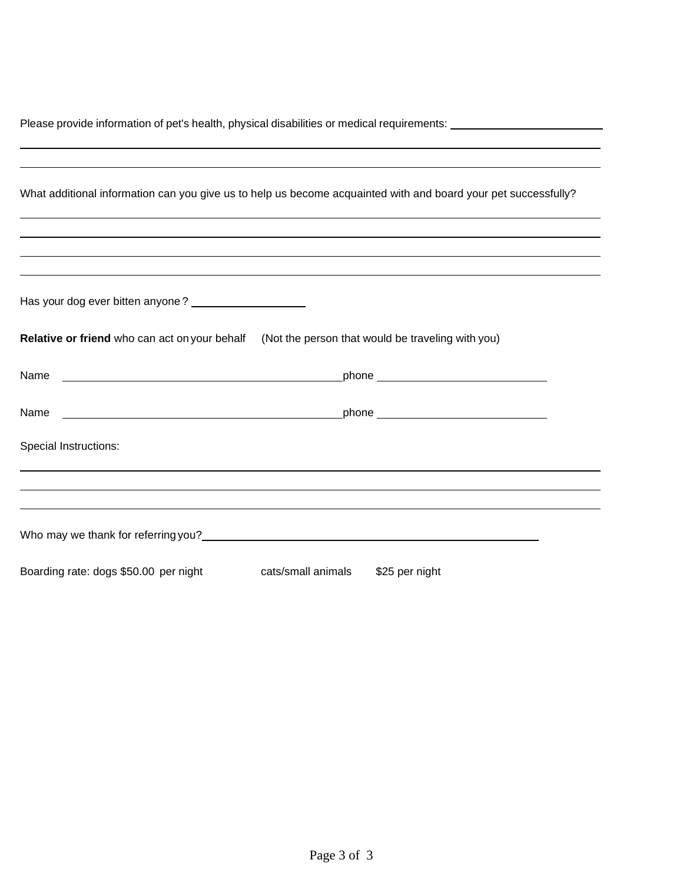Please provide information of pet's health, physical disabilities or medical requirements: ______________________

______________________________________________________________________________

______________________________________________________________________________

What additional information can you give us to help us become acquainted with and board your pet successfully?

______________________________________________________________________________

______________________________________________________________________________

______________________________________________________________________________

______________________________________________________________________________

Has your dog ever bitten anyone? ________________

**Relative or friend** who can act on your behalf (Not the person that would be traveling with you)

Name ________________________________________ phone ________________________

Name ________________________________________ phone ________________________

Special Instructions:

______________________________________________________________________________

______________________________________________________________________________

______________________________________________________________________________

Who may we thank for referring you? ____________________________________________

Boarding rate: dogs $50.00 per night cats/small animals $25 per night